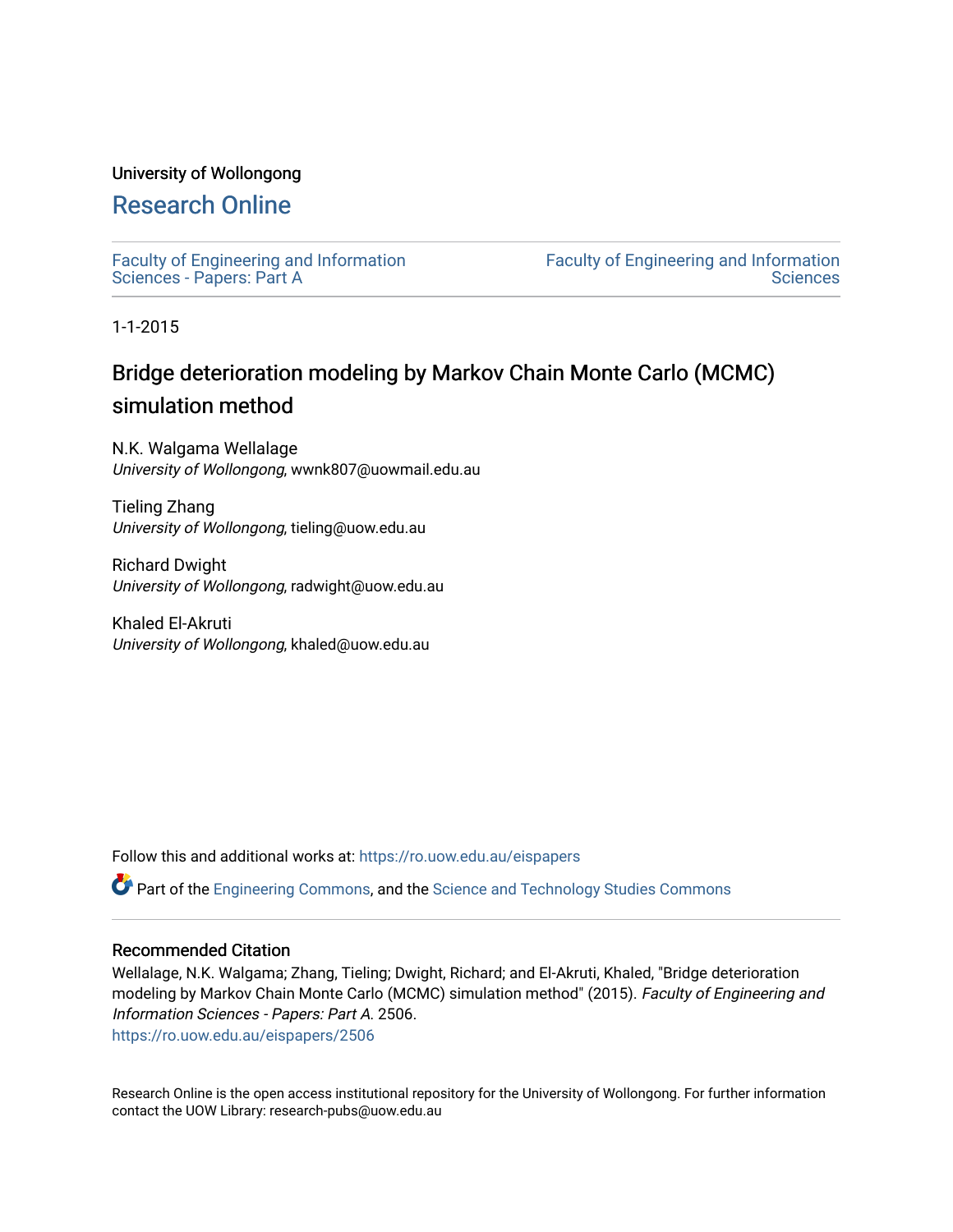University of Wollongong

# Research Online

Faculty of Engineering and Information Sciences - Papers: Part A

Faculty of Engineering and Information Sciences

1-1-2015

# Bridge deterioration modeling by Markov Chain Monte Carlo (MCMC) simulation method

N.K. Walgama Wellalage
*University of Wollongong*, wwnk807@uowmail.edu.au

Tieling Zhang
*University of Wollongong*, tieling@uow.edu.au

Richard Dwight
*University of Wollongong*, radwight@uow.edu.au

Khaled El-Akruti
*University of Wollongong*, khaled@uow.edu.au

Follow this and additional works at: https://ro.uow.edu.au/eispapers

Part of the Engineering Commons, and the Science and Technology Studies Commons

## Recommended Citation

Wellalage, N.K. Walgama; Zhang, Tieling; Dwight, Richard; and El-Akruti, Khaled, "Bridge deterioration modeling by Markov Chain Monte Carlo (MCMC) simulation method" (2015). *Faculty of Engineering and Information Sciences - Papers: Part A*. 2506.
https://ro.uow.edu.au/eispapers/2506

Research Online is the open access institutional repository for the University of Wollongong. For further information contact the UOW Library: research-pubs@uow.edu.au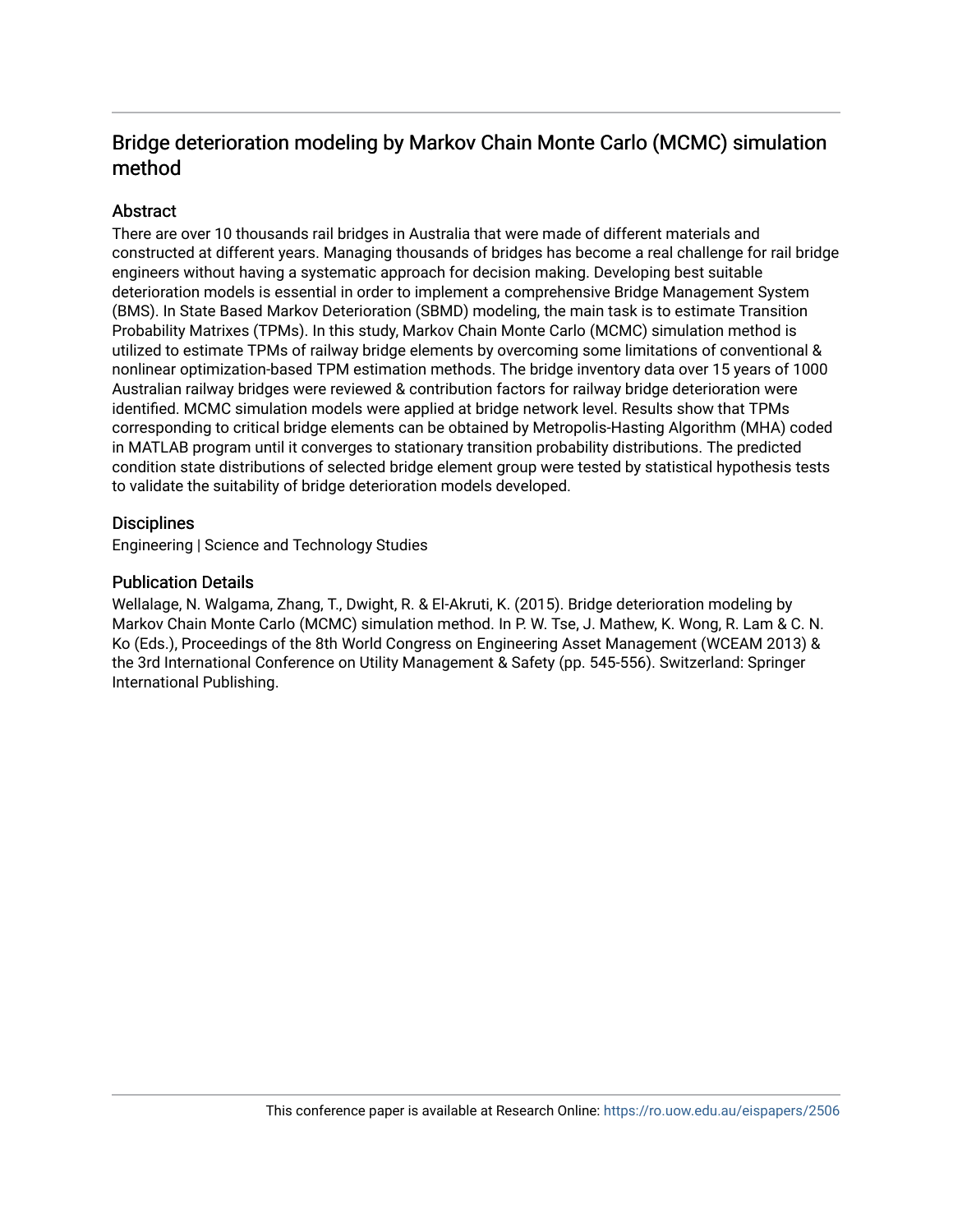## Bridge deterioration modeling by Markov Chain Monte Carlo (MCMC) simulation method

### Abstract

There are over 10 thousands rail bridges in Australia that were made of different materials and constructed at different years. Managing thousands of bridges has become a real challenge for rail bridge engineers without having a systematic approach for decision making. Developing best suitable deterioration models is essential in order to implement a comprehensive Bridge Management System (BMS). In State Based Markov Deterioration (SBMD) modeling, the main task is to estimate Transition Probability Matrixes (TPMs). In this study, Markov Chain Monte Carlo (MCMC) simulation method is utilized to estimate TPMs of railway bridge elements by overcoming some limitations of conventional & nonlinear optimization-based TPM estimation methods. The bridge inventory data over 15 years of 1000 Australian railway bridges were reviewed & contribution factors for railway bridge deterioration were identified. MCMC simulation models were applied at bridge network level. Results show that TPMs corresponding to critical bridge elements can be obtained by Metropolis-Hasting Algorithm (MHA) coded in MATLAB program until it converges to stationary transition probability distributions. The predicted condition state distributions of selected bridge element group were tested by statistical hypothesis tests to validate the suitability of bridge deterioration models developed.

### Disciplines

Engineering | Science and Technology Studies

### Publication Details

Wellalage, N. Walgama, Zhang, T., Dwight, R. & El-Akruti, K. (2015). Bridge deterioration modeling by Markov Chain Monte Carlo (MCMC) simulation method. In P. W. Tse, J. Mathew, K. Wong, R. Lam & C. N. Ko (Eds.), Proceedings of the 8th World Congress on Engineering Asset Management (WCEAM 2013) & the 3rd International Conference on Utility Management & Safety (pp. 545-556). Switzerland: Springer International Publishing.

This conference paper is available at Research Online: https://ro.uow.edu.au/eispapers/2506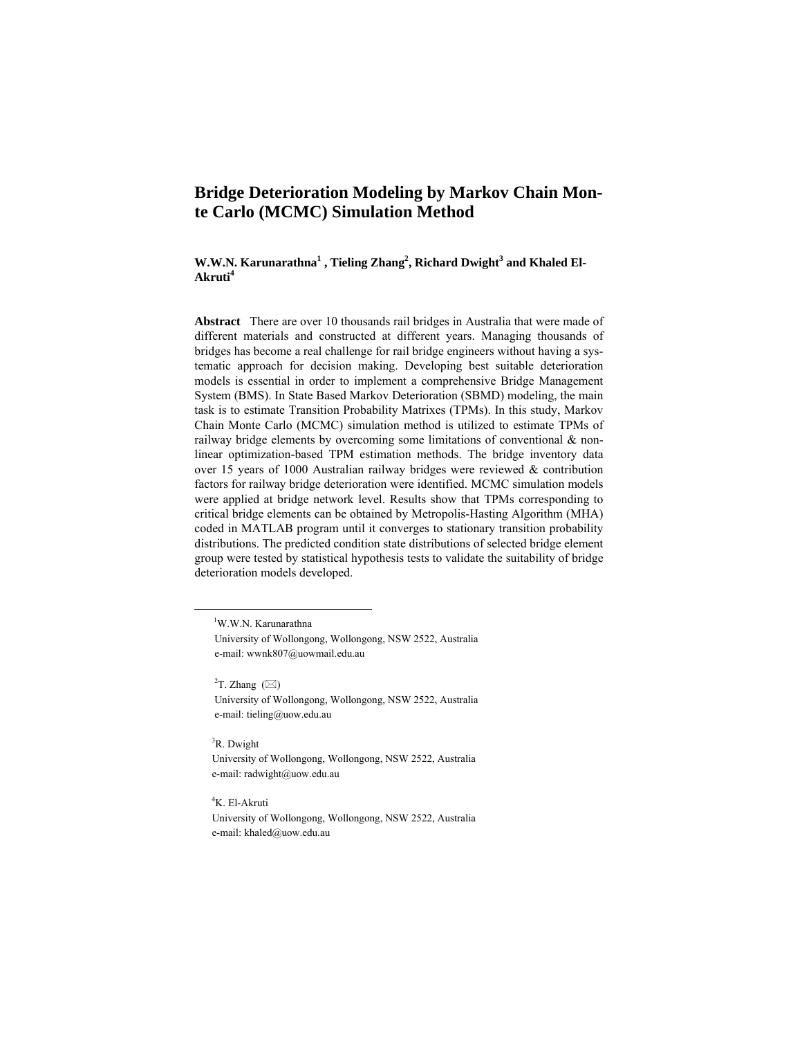# Bridge Deterioration Modeling by Markov Chain Monte Carlo (MCMC) Simulation Method

**W.W.N. Karunarathna[1] , Tieling Zhang[2], Richard Dwight[3] and Khaled El-Akruti[4]**

**Abstract** There are over 10 thousands rail bridges in Australia that were made of different materials and constructed at different years. Managing thousands of bridges has become a real challenge for rail bridge engineers without having a systematic approach for decision making. Developing best suitable deterioration models is essential in order to implement a comprehensive Bridge Management System (BMS). In State Based Markov Deterioration (SBMD) modeling, the main task is to estimate Transition Probability Matrixes (TPMs). In this study, Markov Chain Monte Carlo (MCMC) simulation method is utilized to estimate TPMs of railway bridge elements by overcoming some limitations of conventional & non-linear optimization-based TPM estimation methods. The bridge inventory data over 15 years of 1000 Australian railway bridges were reviewed & contribution factors for railway bridge deterioration were identified. MCMC simulation models were applied at bridge network level. Results show that TPMs corresponding to critical bridge elements can be obtained by Metropolis-Hasting Algorithm (MHA) coded in MATLAB program until it converges to stationary transition probability distributions. The predicted condition state distributions of selected bridge element group were tested by statistical hypothesis tests to validate the suitability of bridge deterioration models developed.

---

[1]W.W.N. Karunarathna
University of Wollongong, Wollongong, NSW 2522, Australia
e-mail: wwnk807@uowmail.edu.au

[2]T. Zhang (✉)
University of Wollongong, Wollongong, NSW 2522, Australia
e-mail: tieling@uow.edu.au

[3]R. Dwight
University of Wollongong, Wollongong, NSW 2522, Australia
e-mail: radwight@uow.edu.au

[4]K. El-Akruti
University of Wollongong, Wollongong, NSW 2522, Australia
e-mail: khaled@uow.edu.au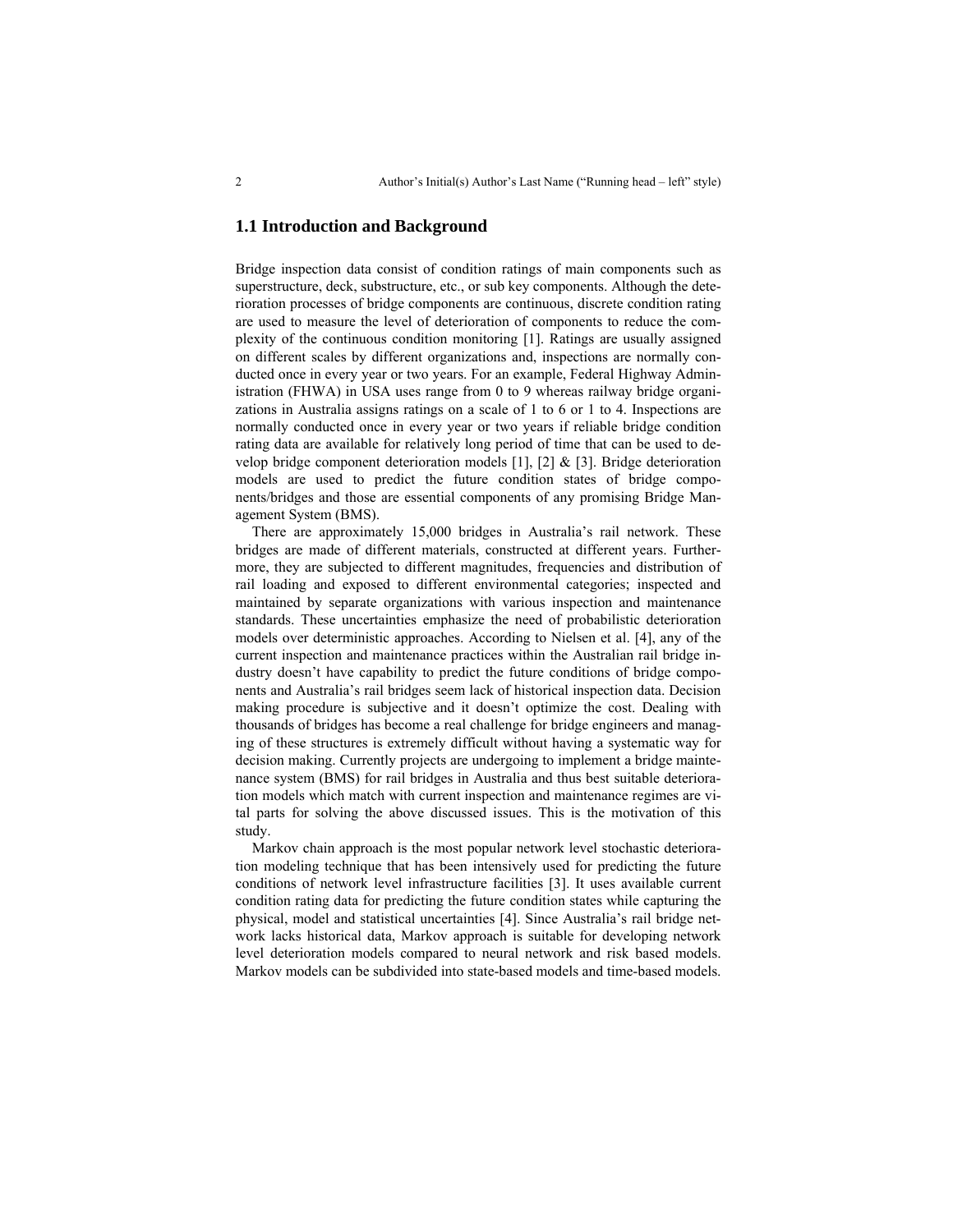## 1.1 Introduction and Background

Bridge inspection data consist of condition ratings of main components such as superstructure, deck, substructure, etc., or sub key components. Although the deterioration processes of bridge components are continuous, discrete condition rating are used to measure the level of deterioration of components to reduce the complexity of the continuous condition monitoring [1]. Ratings are usually assigned on different scales by different organizations and, inspections are normally conducted once in every year or two years. For an example, Federal Highway Administration (FHWA) in USA uses range from 0 to 9 whereas railway bridge organizations in Australia assigns ratings on a scale of 1 to 6 or 1 to 4. Inspections are normally conducted once in every year or two years if reliable bridge condition rating data are available for relatively long period of time that can be used to develop bridge component deterioration models [1], [2] & [3]. Bridge deterioration models are used to predict the future condition states of bridge components/bridges and those are essential components of any promising Bridge Management System (BMS).

There are approximately 15,000 bridges in Australia's rail network. These bridges are made of different materials, constructed at different years. Furthermore, they are subjected to different magnitudes, frequencies and distribution of rail loading and exposed to different environmental categories; inspected and maintained by separate organizations with various inspection and maintenance standards. These uncertainties emphasize the need of probabilistic deterioration models over deterministic approaches. According to Nielsen et al. [4], any of the current inspection and maintenance practices within the Australian rail bridge industry doesn't have capability to predict the future conditions of bridge components and Australia's rail bridges seem lack of historical inspection data. Decision making procedure is subjective and it doesn't optimize the cost. Dealing with thousands of bridges has become a real challenge for bridge engineers and managing of these structures is extremely difficult without having a systematic way for decision making. Currently projects are undergoing to implement a bridge maintenance system (BMS) for rail bridges in Australia and thus best suitable deterioration models which match with current inspection and maintenance regimes are vital parts for solving the above discussed issues. This is the motivation of this study.

Markov chain approach is the most popular network level stochastic deterioration modeling technique that has been intensively used for predicting the future conditions of network level infrastructure facilities [3]. It uses available current condition rating data for predicting the future condition states while capturing the physical, model and statistical uncertainties [4]. Since Australia's rail bridge network lacks historical data, Markov approach is suitable for developing network level deterioration models compared to neural network and risk based models. Markov models can be subdivided into state-based models and time-based models.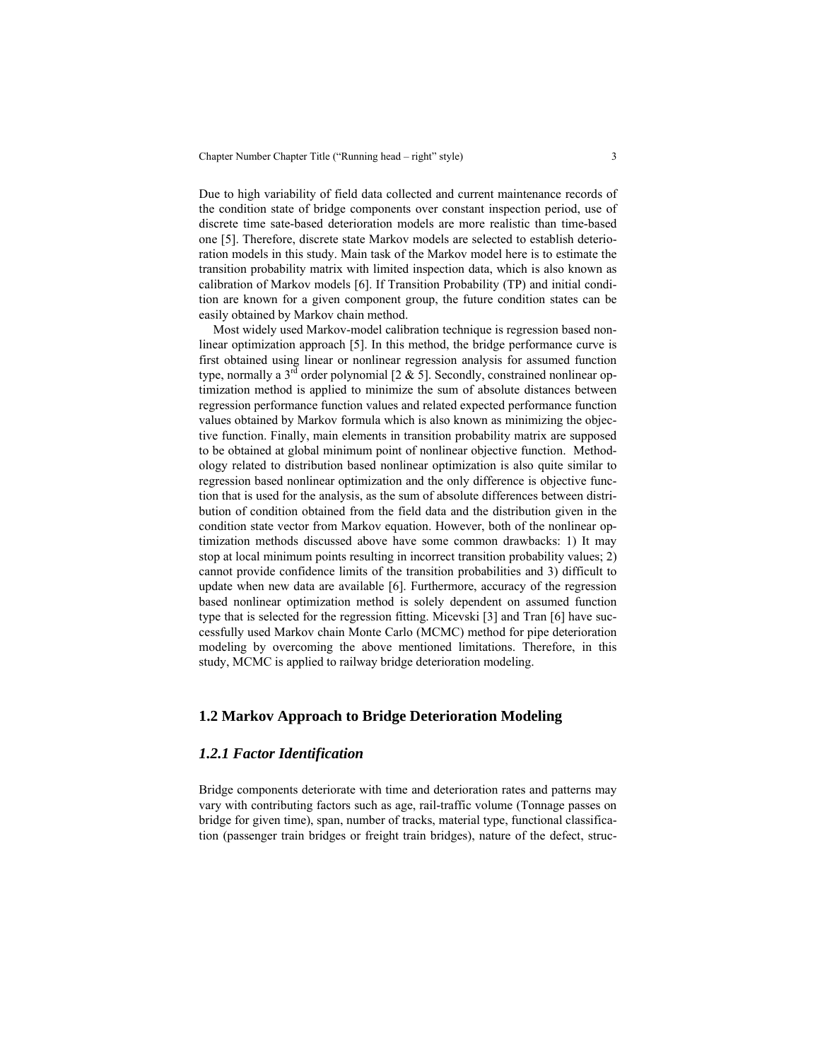Due to high variability of field data collected and current maintenance records of the condition state of bridge components over constant inspection period, use of discrete time sate-based deterioration models are more realistic than time-based one [5]. Therefore, discrete state Markov models are selected to establish deterioration models in this study. Main task of the Markov model here is to estimate the transition probability matrix with limited inspection data, which is also known as calibration of Markov models [6]. If Transition Probability (TP) and initial condition are known for a given component group, the future condition states can be easily obtained by Markov chain method.

Most widely used Markov-model calibration technique is regression based nonlinear optimization approach [5]. In this method, the bridge performance curve is first obtained using linear or nonlinear regression analysis for assumed function type, normally a 3rd order polynomial [2 & 5]. Secondly, constrained nonlinear optimization method is applied to minimize the sum of absolute distances between regression performance function values and related expected performance function values obtained by Markov formula which is also known as minimizing the objective function. Finally, main elements in transition probability matrix are supposed to be obtained at global minimum point of nonlinear objective function. Methodology related to distribution based nonlinear optimization is also quite similar to regression based nonlinear optimization and the only difference is objective function that is used for the analysis, as the sum of absolute differences between distribution of condition obtained from the field data and the distribution given in the condition state vector from Markov equation. However, both of the nonlinear optimization methods discussed above have some common drawbacks: 1) It may stop at local minimum points resulting in incorrect transition probability values; 2) cannot provide confidence limits of the transition probabilities and 3) difficult to update when new data are available [6]. Furthermore, accuracy of the regression based nonlinear optimization method is solely dependent on assumed function type that is selected for the regression fitting. Micevski [3] and Tran [6] have successfully used Markov chain Monte Carlo (MCMC) method for pipe deterioration modeling by overcoming the above mentioned limitations. Therefore, in this study, MCMC is applied to railway bridge deterioration modeling.

## 1.2 Markov Approach to Bridge Deterioration Modeling

### *1.2.1 Factor Identification*

Bridge components deteriorate with time and deterioration rates and patterns may vary with contributing factors such as age, rail-traffic volume (Tonnage passes on bridge for given time), span, number of tracks, material type, functional classification (passenger train bridges or freight train bridges), nature of the defect, struc-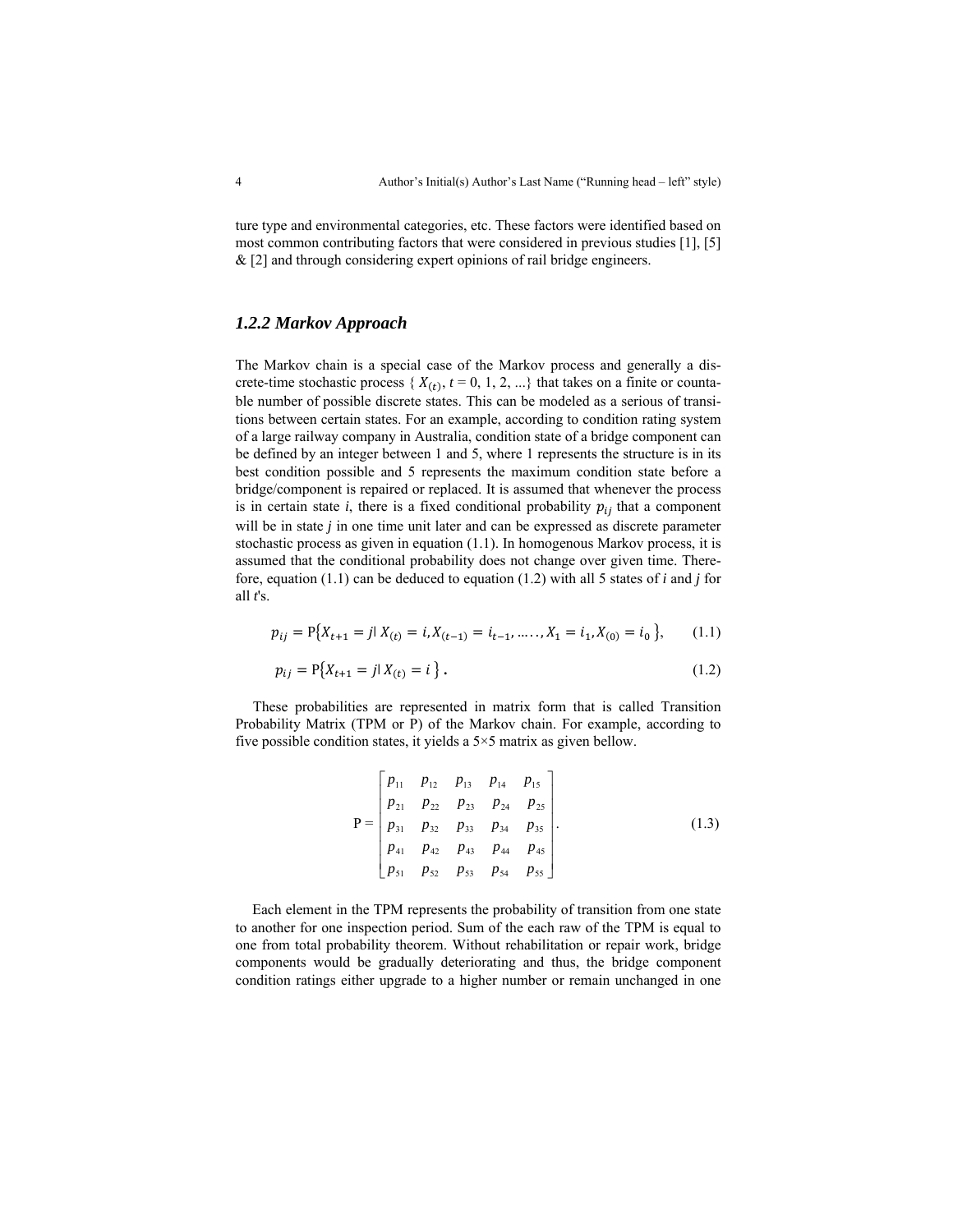ture type and environmental categories, etc. These factors were identified based on most common contributing factors that were considered in previous studies [1], [5] & [2] and through considering expert opinions of rail bridge engineers.

### *1.2.2 Markov Approach*

The Markov chain is a special case of the Markov process and generally a discrete-time stochastic process { $X_{(t)}$, $t$ = 0, 1, 2, ...} that takes on a finite or countable number of possible discrete states. This can be modeled as a serious of transitions between certain states. For an example, according to condition rating system of a large railway company in Australia, condition state of a bridge component can be defined by an integer between 1 and 5, where 1 represents the structure is in its best condition possible and 5 represents the maximum condition state before a bridge/component is repaired or replaced. It is assumed that whenever the process is in certain state *i*, there is a fixed conditional probability $p_{ij}$ that a component will be in state *j* in one time unit later and can be expressed as discrete parameter stochastic process as given in equation (1.1). In homogenous Markov process, it is assumed that the conditional probability does not change over given time. Therefore, equation (1.1) can be deduced to equation (1.2) with all 5 states of *i* and *j* for all *t*'s.

$$p_{ij} = \mathrm{P}\{X_{t+1} = j | X_{(t)} = i, X_{(t-1)} = i_{t-1}, \ldots\ldots, X_1 = i_1, X_{(0)} = i_0\}, \qquad (1.1)$$

$$p_{ij} = \mathrm{P}\{X_{t+1} = j | X_{(t)} = i\}\,. \qquad (1.2)$$

These probabilities are represented in matrix form that is called Transition Probability Matrix (TPM or P) of the Markov chain. For example, according to five possible condition states, it yields a 5×5 matrix as given bellow.

$$\mathrm{P} = \begin{bmatrix} p_{11} & p_{12} & p_{13} & p_{14} & p_{15} \\ p_{21} & p_{22} & p_{23} & p_{24} & p_{25} \\ p_{31} & p_{32} & p_{33} & p_{34} & p_{35} \\ p_{41} & p_{42} & p_{43} & p_{44} & p_{45} \\ p_{51} & p_{52} & p_{53} & p_{54} & p_{55} \end{bmatrix}. \qquad (1.3)$$

Each element in the TPM represents the probability of transition from one state to another for one inspection period. Sum of the each raw of the TPM is equal to one from total probability theorem. Without rehabilitation or repair work, bridge components would be gradually deteriorating and thus, the bridge component condition ratings either upgrade to a higher number or remain unchanged in one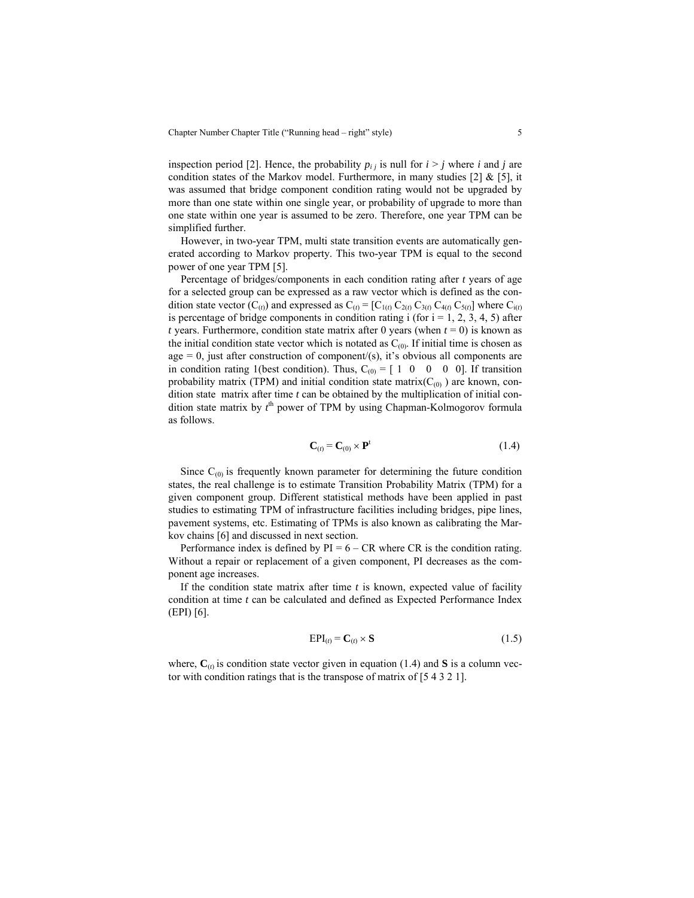inspection period [2]. Hence, the probability $p_{i\,j}$ is null for $i > j$ where $i$ and $j$ are condition states of the Markov model. Furthermore, in many studies [2] & [5], it was assumed that bridge component condition rating would not be upgraded by more than one state within one single year, or probability of upgrade to more than one state within one year is assumed to be zero. Therefore, one year TPM can be simplified further.

However, in two-year TPM, multi state transition events are automatically generated according to Markov property. This two-year TPM is equal to the second power of one year TPM [5].

Percentage of bridges/components in each condition rating after $t$ years of age for a selected group can be expressed as a raw vector which is defined as the condition state vector ($C_{(t)}$) and expressed as $C_{(t)} = [C_{1(t)}\ C_{2(t)}\ C_{3(t)}\ C_{4(t)}\ C_{5(t)}]$ where $C_{i(t)}$ is percentage of bridge components in condition rating i (for i = 1, 2, 3, 4, 5) after $t$ years. Furthermore, condition state matrix after 0 years (when $t = 0$) is known as the initial condition state vector which is notated as $C_{(0)}$. If initial time is chosen as age = 0, just after construction of component/(s), it's obvious all components are in condition rating 1(best condition). Thus, $C_{(0)} = [\ 1\ \ 0\ \ \ 0\ \ \ 0\ \ 0]$. If transition probability matrix (TPM) and initial condition state matrix($C_{(0)}$ ) are known, condition state matrix after time $t$ can be obtained by the multiplication of initial condition state matrix by $t^{th}$ power of TPM by using Chapman-Kolmogorov formula as follows.

$$\mathbf{C}_{(t)} = \mathbf{C}_{(0)} \times \mathbf{P}^{t} \tag{1.4}$$

Since $C_{(0)}$ is frequently known parameter for determining the future condition states, the real challenge is to estimate Transition Probability Matrix (TPM) for a given component group. Different statistical methods have been applied in past studies to estimating TPM of infrastructure facilities including bridges, pipe lines, pavement systems, etc. Estimating of TPMs is also known as calibrating the Markov chains [6] and discussed in next section.

Performance index is defined by PI = 6 – CR where CR is the condition rating. Without a repair or replacement of a given component, PI decreases as the component age increases.

If the condition state matrix after time $t$ is known, expected value of facility condition at time $t$ can be calculated and defined as Expected Performance Index (EPI) [6].

$$\mathrm{EPI}_{(t)} = \mathbf{C}_{(t)} \times \mathbf{S} \tag{1.5}$$

where, $\mathbf{C}_{(t)}$ is condition state vector given in equation (1.4) and $\mathbf{S}$ is a column vector with condition ratings that is the transpose of matrix of [5 4 3 2 1].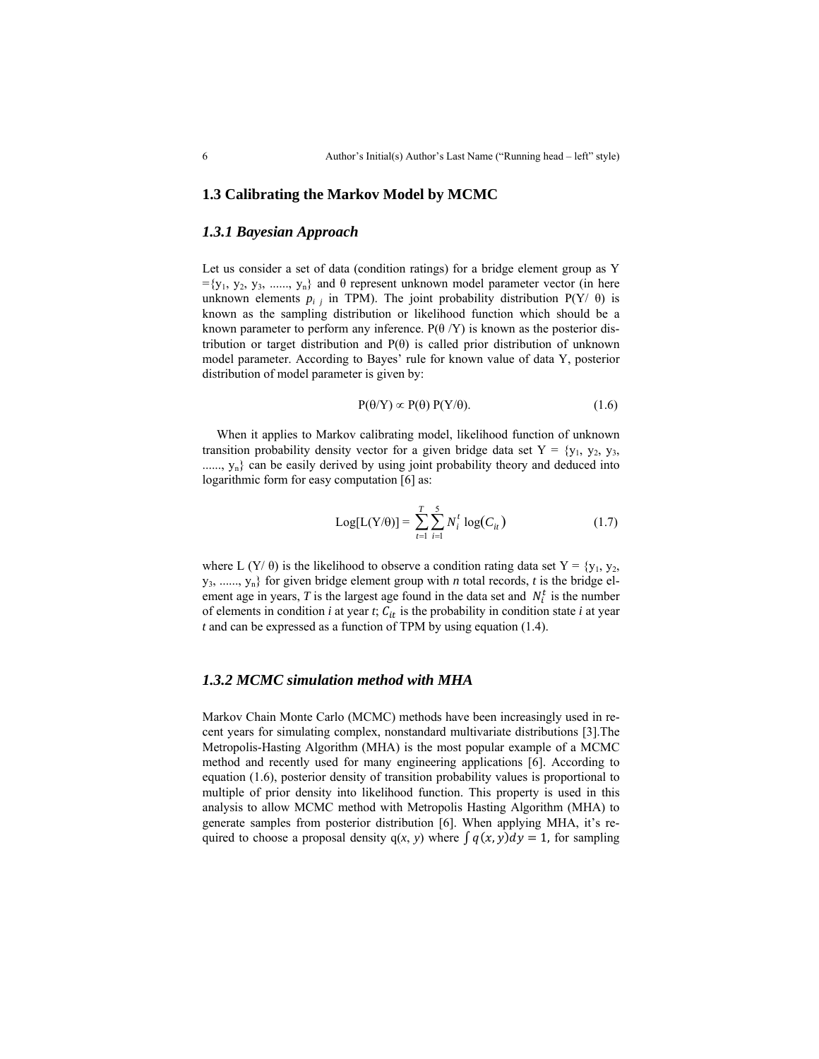## 1.3 Calibrating the Markov Model by MCMC

### *1.3.1 Bayesian Approach*

Let us consider a set of data (condition ratings) for a bridge element group as Y ={$y_1$, $y_2$, $y_3$, ......, $y_n$} and θ represent unknown model parameter vector (in here unknown elements $p_{i\ j}$ in TPM). The joint probability distribution P(Y/ θ) is known as the sampling distribution or likelihood function which should be a known parameter to perform any inference. P(θ /Y) is known as the posterior distribution or target distribution and P(θ) is called prior distribution of unknown model parameter. According to Bayes' rule for known value of data Y, posterior distribution of model parameter is given by:

$$P(\theta/Y) \propto P(\theta)\ P(Y/\theta). \tag{1.6}$$

When it applies to Markov calibrating model, likelihood function of unknown transition probability density vector for a given bridge data set Y = {$y_1$, $y_2$, $y_3$, ......, $y_n$} can be easily derived by using joint probability theory and deduced into logarithmic form for easy computation [6] as:

$$\text{Log}[L(Y/\theta)] = \sum_{t=1}^{T}\sum_{i=1}^{5} N_i^t \log(C_{it}) \tag{1.7}$$

where L (Y/ θ) is the likelihood to observe a condition rating data set Y = {$y_1$, $y_2$, $y_3$, ......, $y_n$} for given bridge element group with *n* total records, *t* is the bridge element age in years, *T* is the largest age found in the data set and $N_i^t$ is the number of elements in condition *i* at year *t*; $C_{it}$ is the probability in condition state *i* at year *t* and can be expressed as a function of TPM by using equation (1.4).

### *1.3.2 MCMC simulation method with MHA*

Markov Chain Monte Carlo (MCMC) methods have been increasingly used in recent years for simulating complex, nonstandard multivariate distributions [3].The Metropolis-Hasting Algorithm (MHA) is the most popular example of a MCMC method and recently used for many engineering applications [6]. According to equation (1.6), posterior density of transition probability values is proportional to multiple of prior density into likelihood function. This property is used in this analysis to allow MCMC method with Metropolis Hasting Algorithm (MHA) to generate samples from posterior distribution [6]. When applying MHA, it's required to choose a proposal density q(*x*, *y*) where $\int q(x,y)dy = 1$, for sampling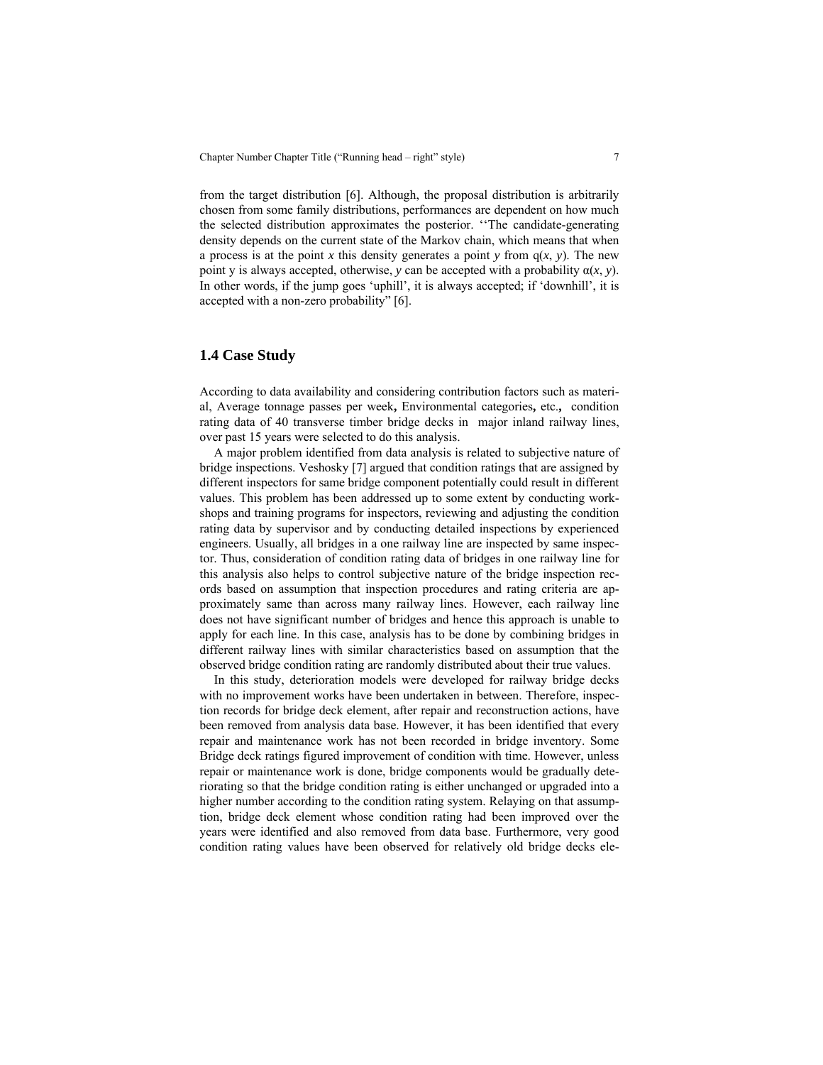from the target distribution [6]. Although, the proposal distribution is arbitrarily chosen from some family distributions, performances are dependent on how much the selected distribution approximates the posterior. ''The candidate-generating density depends on the current state of the Markov chain, which means that when a process is at the point *x* this density generates a point *y* from q(*x*, *y*). The new point y is always accepted, otherwise, *y* can be accepted with a probability α(*x*, *y*). In other words, if the jump goes 'uphill', it is always accepted; if 'downhill', it is accepted with a non-zero probability" [6].

## 1.4 Case Study

According to data availability and considering contribution factors such as material, Average tonnage passes per week**,** Environmental categories**,** etc.**,** condition rating data of 40 transverse timber bridge decks in major inland railway lines, over past 15 years were selected to do this analysis.

A major problem identified from data analysis is related to subjective nature of bridge inspections. Veshosky [7] argued that condition ratings that are assigned by different inspectors for same bridge component potentially could result in different values. This problem has been addressed up to some extent by conducting workshops and training programs for inspectors, reviewing and adjusting the condition rating data by supervisor and by conducting detailed inspections by experienced engineers. Usually, all bridges in a one railway line are inspected by same inspector. Thus, consideration of condition rating data of bridges in one railway line for this analysis also helps to control subjective nature of the bridge inspection records based on assumption that inspection procedures and rating criteria are approximately same than across many railway lines. However, each railway line does not have significant number of bridges and hence this approach is unable to apply for each line. In this case, analysis has to be done by combining bridges in different railway lines with similar characteristics based on assumption that the observed bridge condition rating are randomly distributed about their true values.

In this study, deterioration models were developed for railway bridge decks with no improvement works have been undertaken in between. Therefore, inspection records for bridge deck element, after repair and reconstruction actions, have been removed from analysis data base. However, it has been identified that every repair and maintenance work has not been recorded in bridge inventory. Some Bridge deck ratings figured improvement of condition with time. However, unless repair or maintenance work is done, bridge components would be gradually deteriorating so that the bridge condition rating is either unchanged or upgraded into a higher number according to the condition rating system. Relaying on that assumption, bridge deck element whose condition rating had been improved over the years were identified and also removed from data base. Furthermore, very good condition rating values have been observed for relatively old bridge decks ele-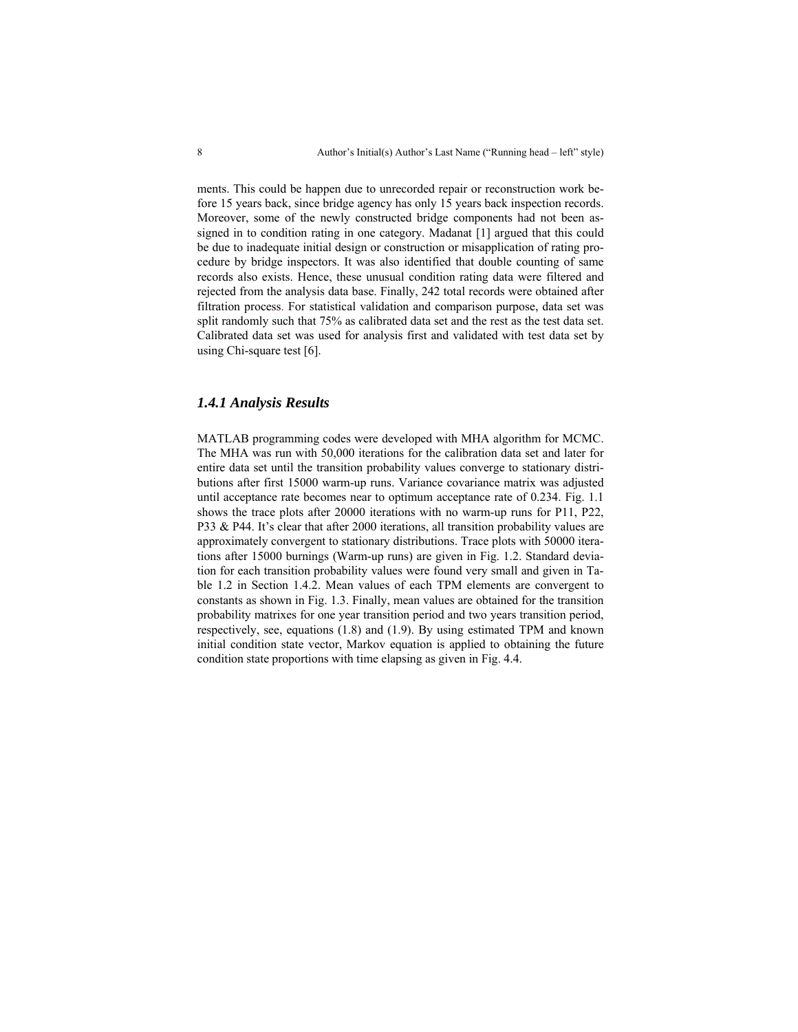ments. This could be happen due to unrecorded repair or reconstruction work before 15 years back, since bridge agency has only 15 years back inspection records. Moreover, some of the newly constructed bridge components had not been assigned in to condition rating in one category. Madanat [1] argued that this could be due to inadequate initial design or construction or misapplication of rating procedure by bridge inspectors. It was also identified that double counting of same records also exists. Hence, these unusual condition rating data were filtered and rejected from the analysis data base. Finally, 242 total records were obtained after filtration process. For statistical validation and comparison purpose, data set was split randomly such that 75% as calibrated data set and the rest as the test data set. Calibrated data set was used for analysis first and validated with test data set by using Chi-square test [6].

### *1.4.1 Analysis Results*

MATLAB programming codes were developed with MHA algorithm for MCMC. The MHA was run with 50,000 iterations for the calibration data set and later for entire data set until the transition probability values converge to stationary distributions after first 15000 warm-up runs. Variance covariance matrix was adjusted until acceptance rate becomes near to optimum acceptance rate of 0.234. Fig. 1.1 shows the trace plots after 20000 iterations with no warm-up runs for P11, P22, P33 & P44. It's clear that after 2000 iterations, all transition probability values are approximately convergent to stationary distributions. Trace plots with 50000 iterations after 15000 burnings (Warm-up runs) are given in Fig. 1.2. Standard deviation for each transition probability values were found very small and given in Table 1.2 in Section 1.4.2. Mean values of each TPM elements are convergent to constants as shown in Fig. 1.3. Finally, mean values are obtained for the transition probability matrixes for one year transition period and two years transition period, respectively, see, equations (1.8) and (1.9). By using estimated TPM and known initial condition state vector, Markov equation is applied to obtaining the future condition state proportions with time elapsing as given in Fig. 4.4.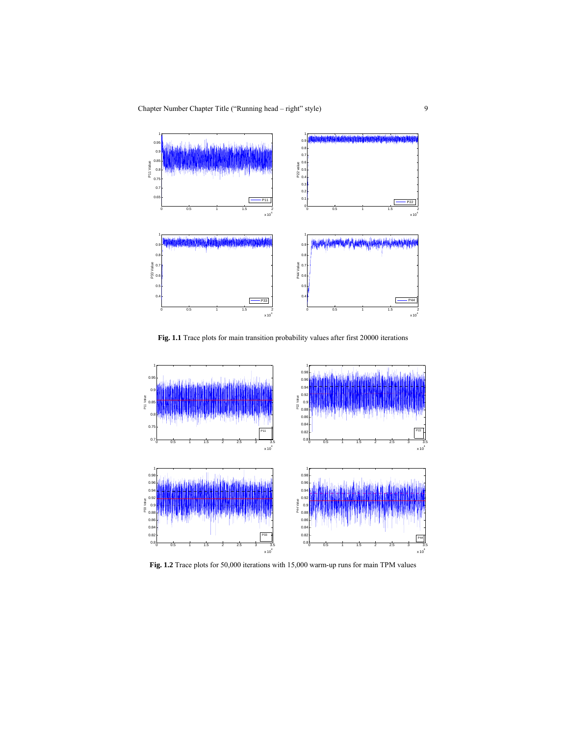**Fig. 1.1** Trace plots for main transition probability values after first 20000 iterations

**Fig. 1.2** Trace plots for 50,000 iterations with 15,000 warm-up runs for main TPM values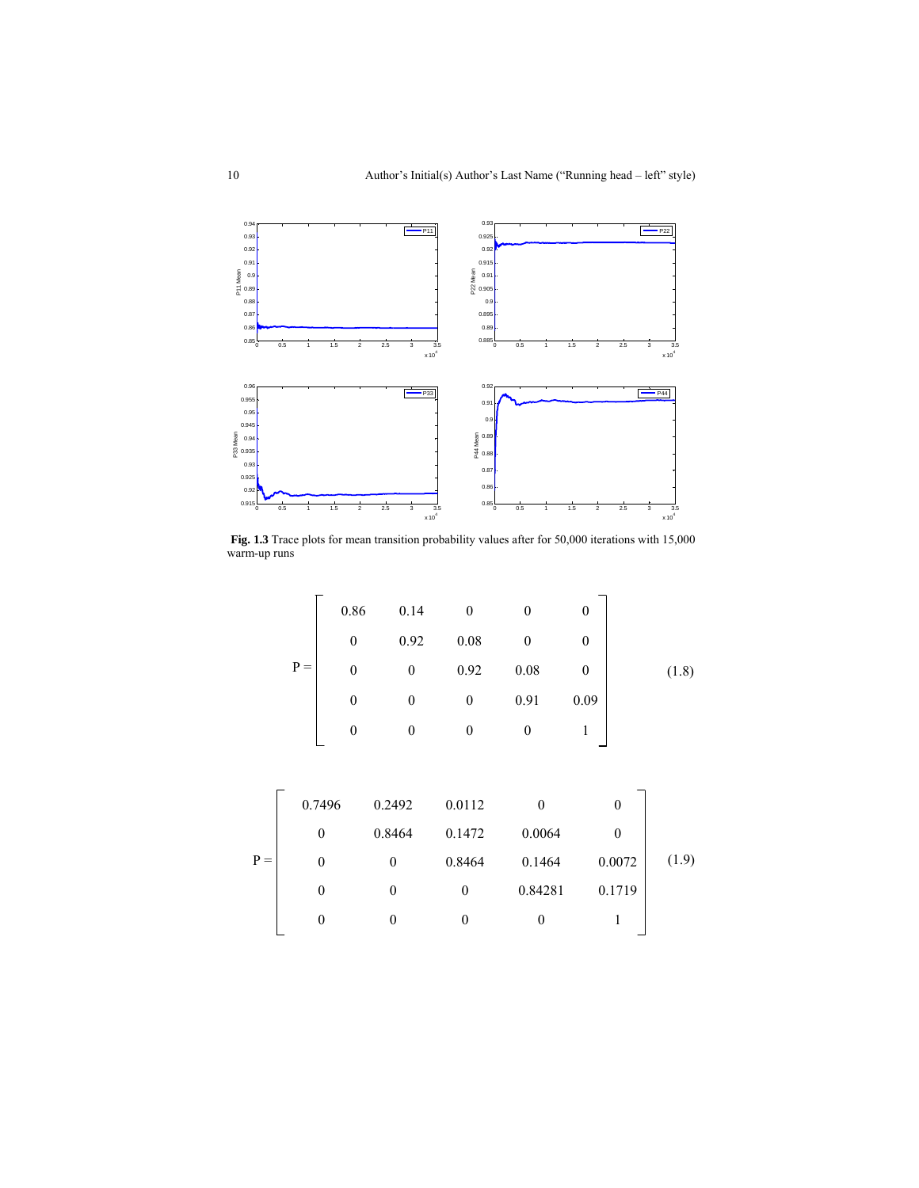**Fig. 1.3** Trace plots for mean transition probability values after for 50,000 iterations with 15,000 warm-up runs

$$
P = \begin{bmatrix} 0.86 & 0.14 & 0 & 0 & 0 \\ 0 & 0.92 & 0.08 & 0 & 0 \\ 0 & 0 & 0.92 & 0.08 & 0 \\ 0 & 0 & 0 & 0.91 & 0.09 \\ 0 & 0 & 0 & 0 & 1 \end{bmatrix} \tag{1.8}
$$

$$
P = \begin{bmatrix} 0.7496 & 0.2492 & 0.0112 & 0 & 0 \\ 0 & 0.8464 & 0.1472 & 0.0064 & 0 \\ 0 & 0 & 0.8464 & 0.1464 & 0.0072 \\ 0 & 0 & 0 & 0.84281 & 0.1719 \\ 0 & 0 & 0 & 0 & 1 \end{bmatrix} \tag{1.9}
$$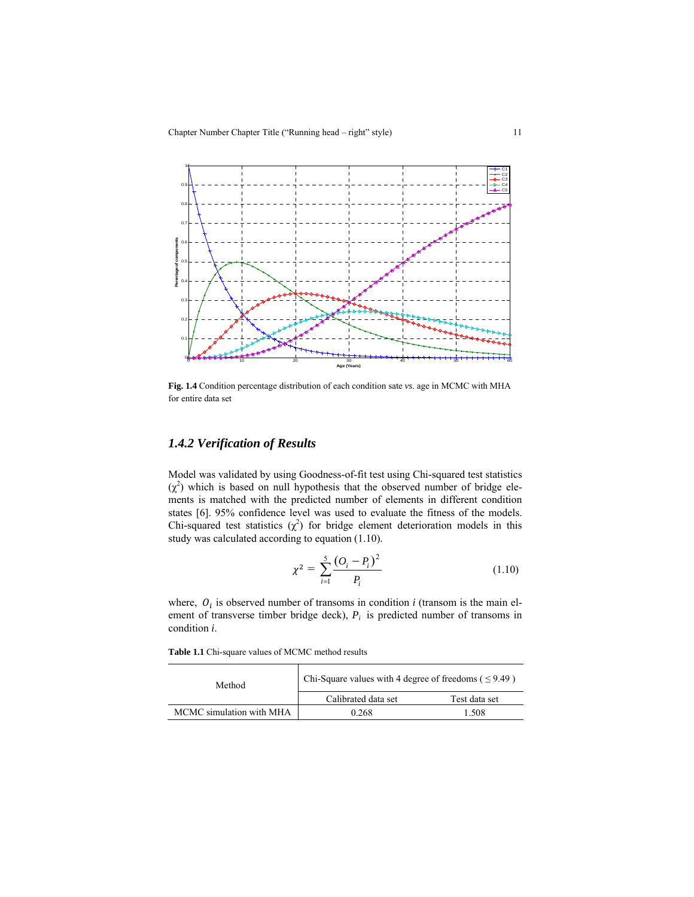**Fig. 1.4** Condition percentage distribution of each condition sate *vs.* age in MCMC with MHA for entire data set

### *1.4.2 Verification of Results*

Model was validated by using Goodness-of-fit test using Chi-squared test statistics ($\chi^2$) which is based on null hypothesis that the observed number of bridge elements is matched with the predicted number of elements in different condition states [6]. 95% confidence level was used to evaluate the fitness of the models. Chi-squared test statistics ($\chi^2$) for bridge element deterioration models in this study was calculated according to equation (1.10).

$$\chi^2 = \sum_{i=1}^{5} \frac{(O_i - P_i)^2}{P_i} \tag{1.10}$$

where, $O_i$ is observed number of transoms in condition *i* (transom is the main element of transverse timber bridge deck), $P_i$ is predicted number of transoms in condition *i*.

**Table 1.1** Chi-square values of MCMC method results

| Method | Chi-Square values with 4 degree of freedoms ( $\leq 9.49$ ) | |
|---|---|---|
| | Calibrated data set | Test data set |
| MCMC simulation with MHA | 0.268 | 1.508 |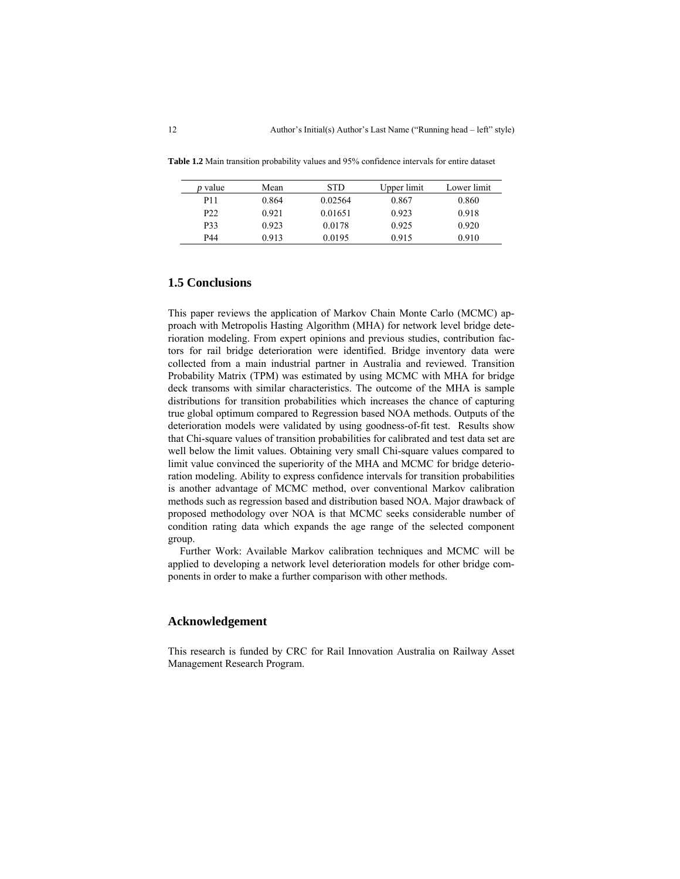**Table 1.2** Main transition probability values and 95% confidence intervals for entire dataset

| *p* value | Mean | STD | Upper limit | Lower limit |
|---|---|---|---|---|
| P11 | 0.864 | 0.02564 | 0.867 | 0.860 |
| P22 | 0.921 | 0.01651 | 0.923 | 0.918 |
| P33 | 0.923 | 0.0178 | 0.925 | 0.920 |
| P44 | 0.913 | 0.0195 | 0.915 | 0.910 |

## 1.5 Conclusions

This paper reviews the application of Markov Chain Monte Carlo (MCMC) approach with Metropolis Hasting Algorithm (MHA) for network level bridge deterioration modeling. From expert opinions and previous studies, contribution factors for rail bridge deterioration were identified. Bridge inventory data were collected from a main industrial partner in Australia and reviewed. Transition Probability Matrix (TPM) was estimated by using MCMC with MHA for bridge deck transoms with similar characteristics. The outcome of the MHA is sample distributions for transition probabilities which increases the chance of capturing true global optimum compared to Regression based NOA methods. Outputs of the deterioration models were validated by using goodness-of-fit test. Results show that Chi-square values of transition probabilities for calibrated and test data set are well below the limit values. Obtaining very small Chi-square values compared to limit value convinced the superiority of the MHA and MCMC for bridge deterioration modeling. Ability to express confidence intervals for transition probabilities is another advantage of MCMC method, over conventional Markov calibration methods such as regression based and distribution based NOA. Major drawback of proposed methodology over NOA is that MCMC seeks considerable number of condition rating data which expands the age range of the selected component group.

Further Work: Available Markov calibration techniques and MCMC will be applied to developing a network level deterioration models for other bridge components in order to make a further comparison with other methods.

## Acknowledgement

This research is funded by CRC for Rail Innovation Australia on Railway Asset Management Research Program.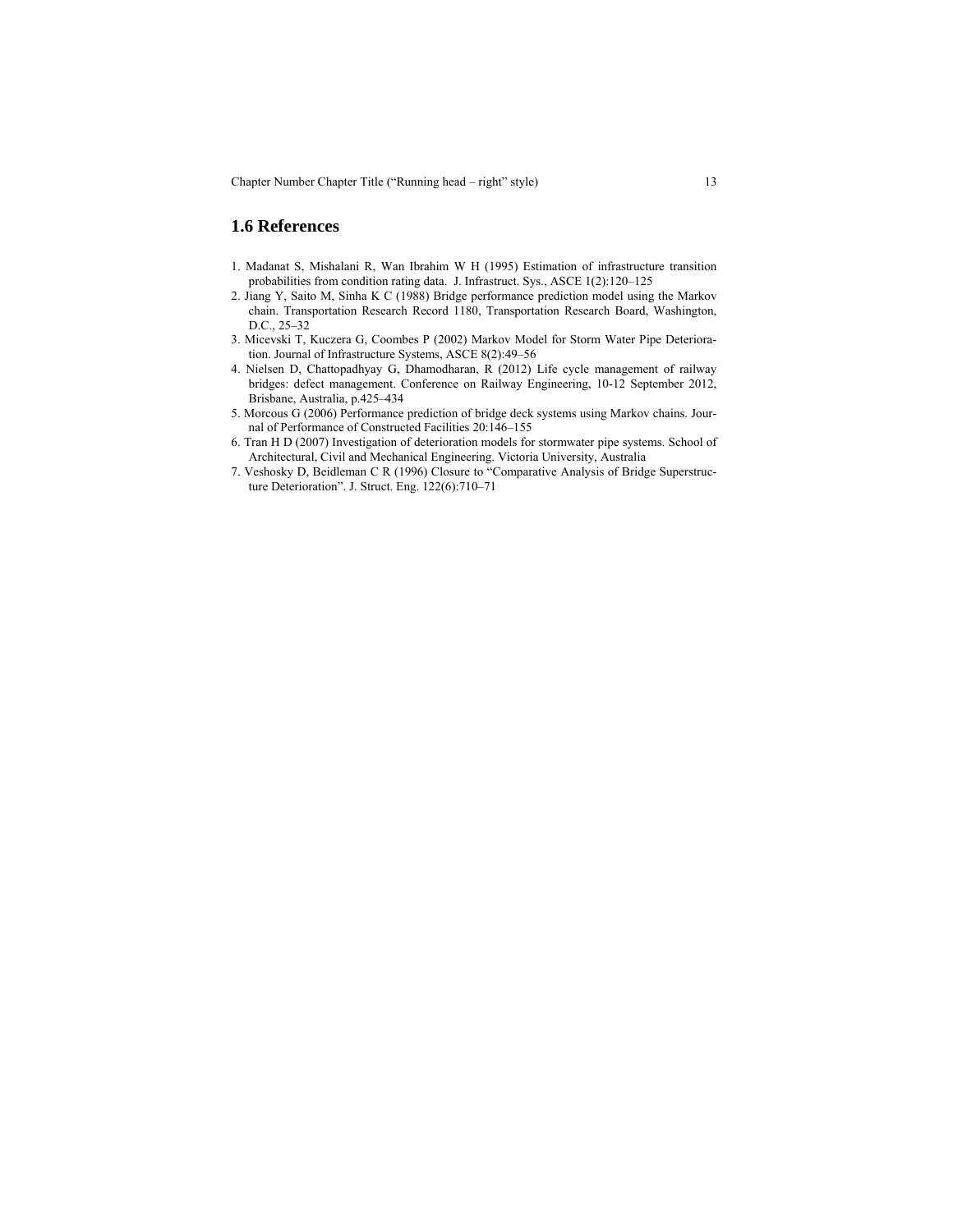## 1.6 References

1. Madanat S, Mishalani R, Wan Ibrahim W H (1995) Estimation of infrastructure transition probabilities from condition rating data. J. Infrastruct. Sys., ASCE 1(2):120–125
2. Jiang Y, Saito M, Sinha K C (1988) Bridge performance prediction model using the Markov chain. Transportation Research Record 1180, Transportation Research Board, Washington, D.C., 25–32
3. Micevski T, Kuczera G, Coombes P (2002) Markov Model for Storm Water Pipe Deterioration. Journal of Infrastructure Systems, ASCE 8(2):49–56
4. Nielsen D, Chattopadhyay G, Dhamodharan, R (2012) Life cycle management of railway bridges: defect management. Conference on Railway Engineering, 10-12 September 2012, Brisbane, Australia, p.425–434
5. Morcous G (2006) Performance prediction of bridge deck systems using Markov chains. Journal of Performance of Constructed Facilities 20:146–155
6. Tran H D (2007) Investigation of deterioration models for stormwater pipe systems. School of Architectural, Civil and Mechanical Engineering. Victoria University, Australia
7. Veshosky D, Beidleman C R (1996) Closure to "Comparative Analysis of Bridge Superstructure Deterioration". J. Struct. Eng. 122(6):710–71